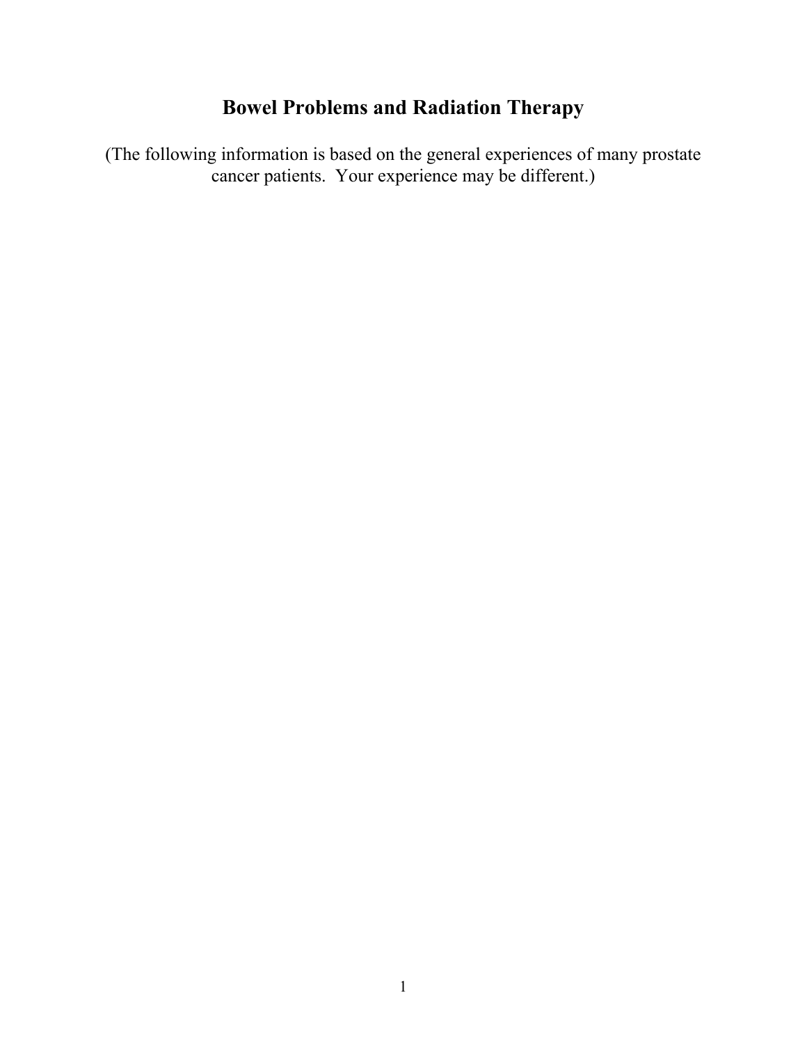# Bowel Problems and Radiation Therapy

(The following information is based on the general experiences of many prostate cancer patients. Your experience may be different.)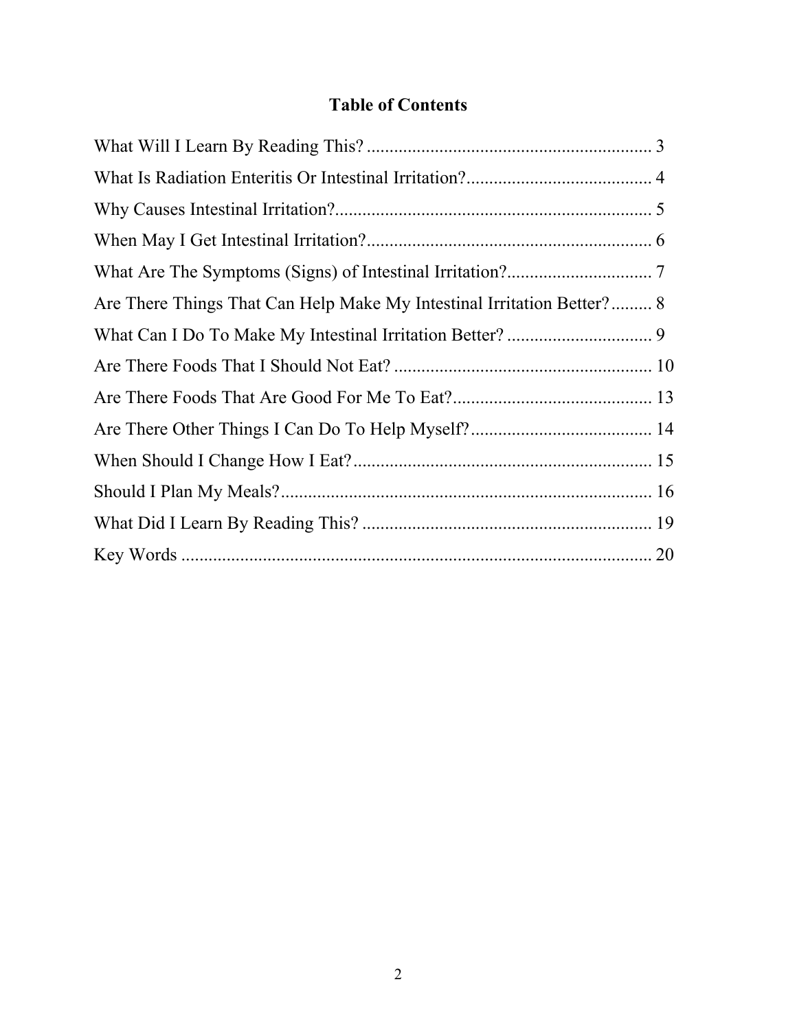# Table of Contents

What Will I Learn By Reading This? ............................................................... 3
What Is Radiation Enteritis Or Intestinal Irritation?......................................... 4
Why Causes Intestinal Irritation?...................................................................... 5
When May I Get Intestinal Irritation?............................................................... 6
What Are The Symptoms (Signs) of Intestinal Irritation?................................ 7
Are There Things That Can Help Make My Intestinal Irritation Better?......... 8
What Can I Do To Make My Intestinal Irritation Better? ................................ 9
Are There Foods That I Should Not Eat? ......................................................... 10
Are There Foods That Are Good For Me To Eat?............................................ 13
Are There Other Things I Can Do To Help Myself?........................................ 14
When Should I Change How I Eat?.................................................................. 15
Should I Plan My Meals?.................................................................................. 16
What Did I Learn By Reading This? ................................................................ 19
Key Words ........................................................................................................ 20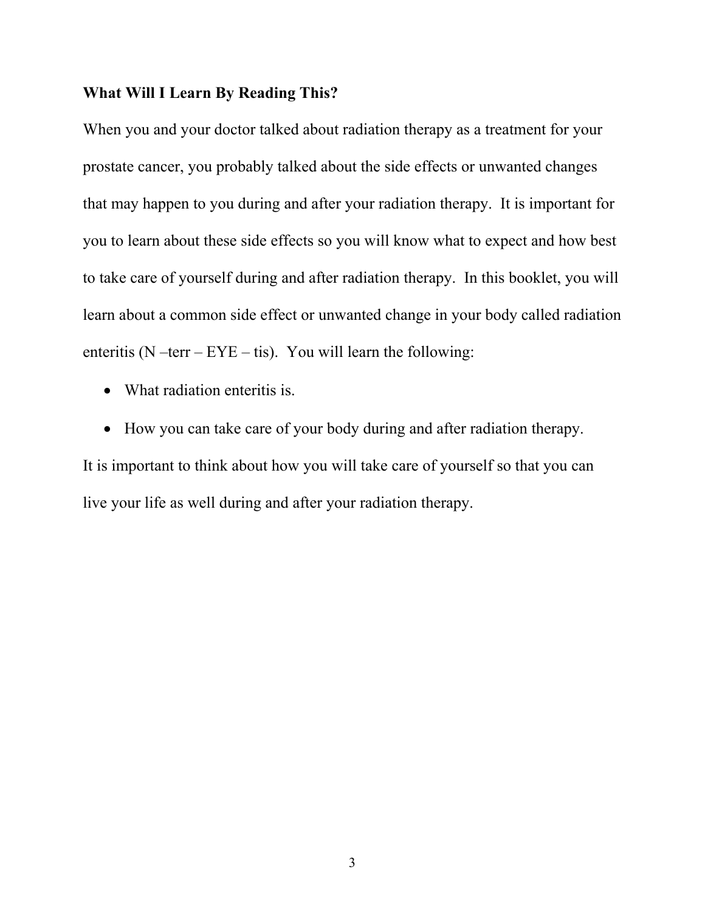**What Will I Learn By Reading This?**

When you and your doctor talked about radiation therapy as a treatment for your prostate cancer, you probably talked about the side effects or unwanted changes that may happen to you during and after your radiation therapy. It is important for you to learn about these side effects so you will know what to expect and how best to take care of yourself during and after radiation therapy. In this booklet, you will learn about a common side effect or unwanted change in your body called radiation enteritis (N –terr – EYE – tis). You will learn the following:

- What radiation enteritis is.
- How you can take care of your body during and after radiation therapy.

It is important to think about how you will take care of yourself so that you can live your life as well during and after your radiation therapy.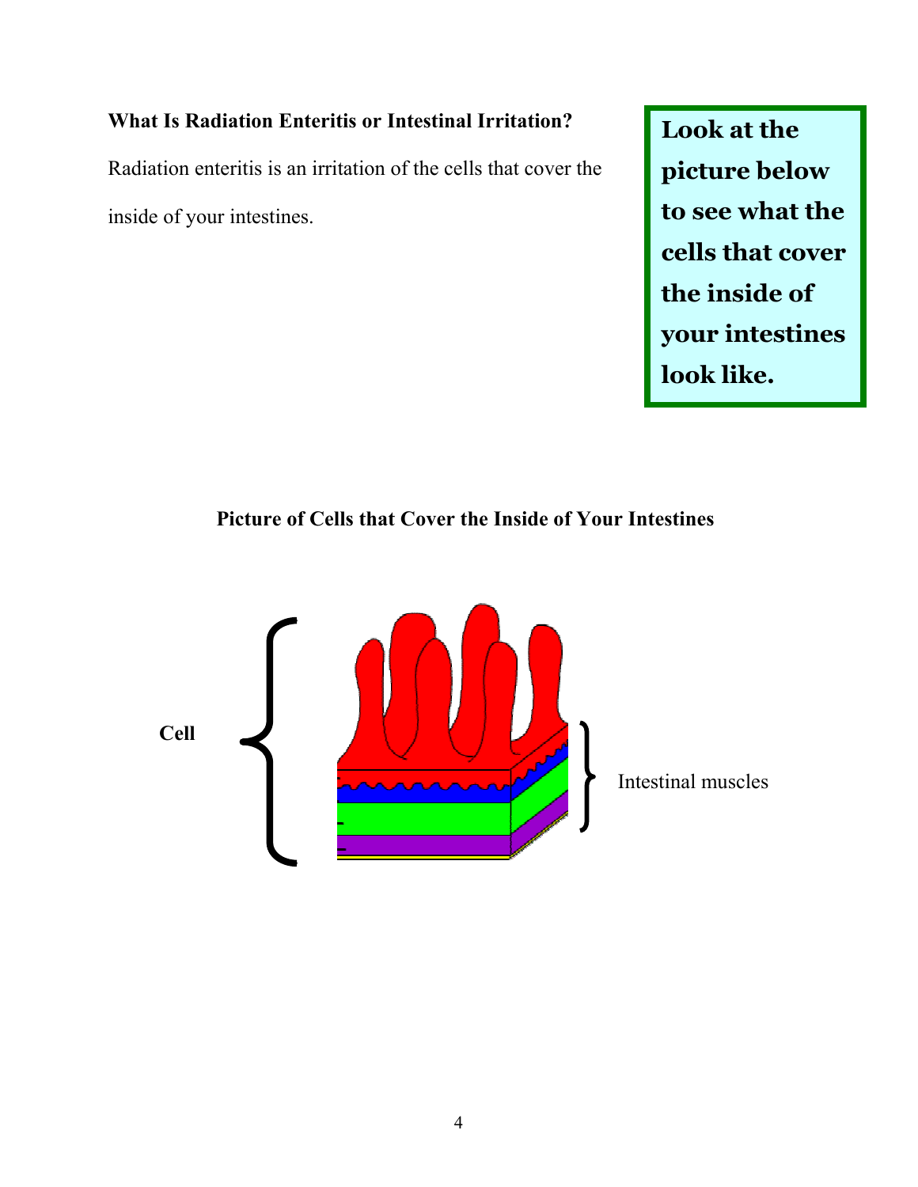### What Is Radiation Enteritis or Intestinal Irritation?

Radiation enteritis is an irritation of the cells that cover the inside of your intestines.

**Look at the picture below to see what the cells that cover the inside of your intestines look like.**

**Picture of Cells that Cover the Inside of Your Intestines**

**Cell**

Intestinal muscles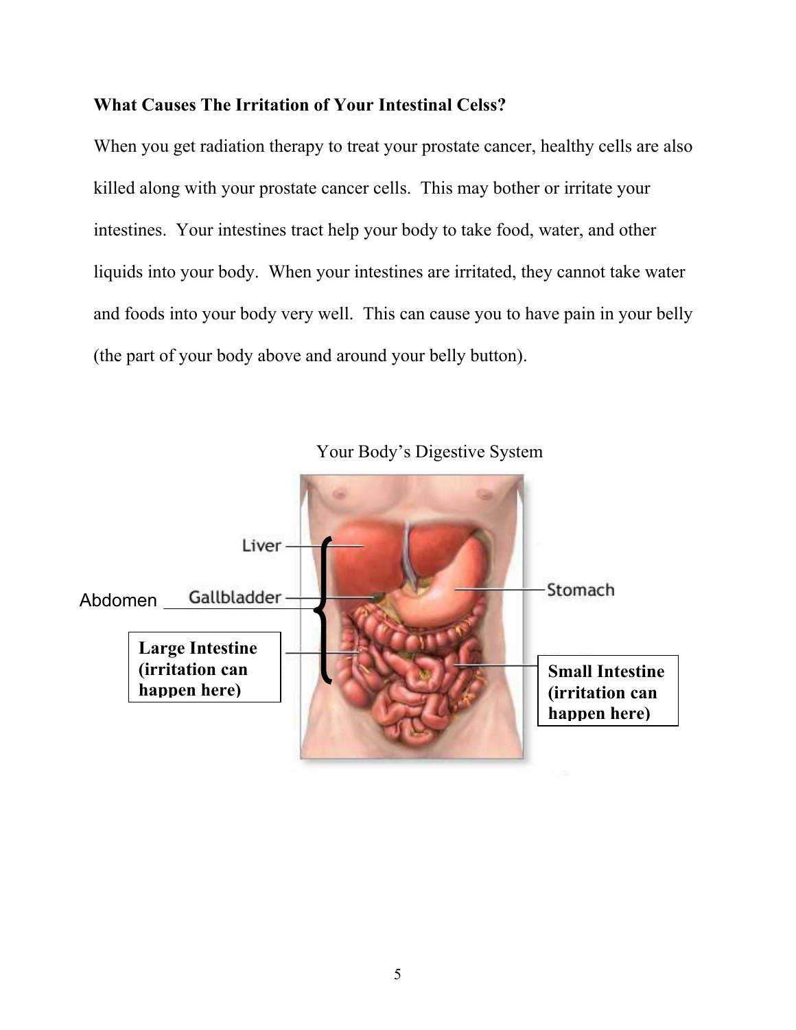**What Causes The Irritation of Your Intestinal Celss?**

When you get radiation therapy to treat your prostate cancer, healthy cells are also killed along with your prostate cancer cells. This may bother or irritate your intestines. Your intestines tract help your body to take food, water, and other liquids into your body. When your intestines are irritated, they cannot take water and foods into your body very well. This can cause you to have pain in your belly (the part of your body above and around your belly button).

Your Body's Digestive System

Liver

Gallbladder

Abdomen

Stomach

**Large Intestine (irritation can happen here)**

**Small Intestine (irritation can happen here)**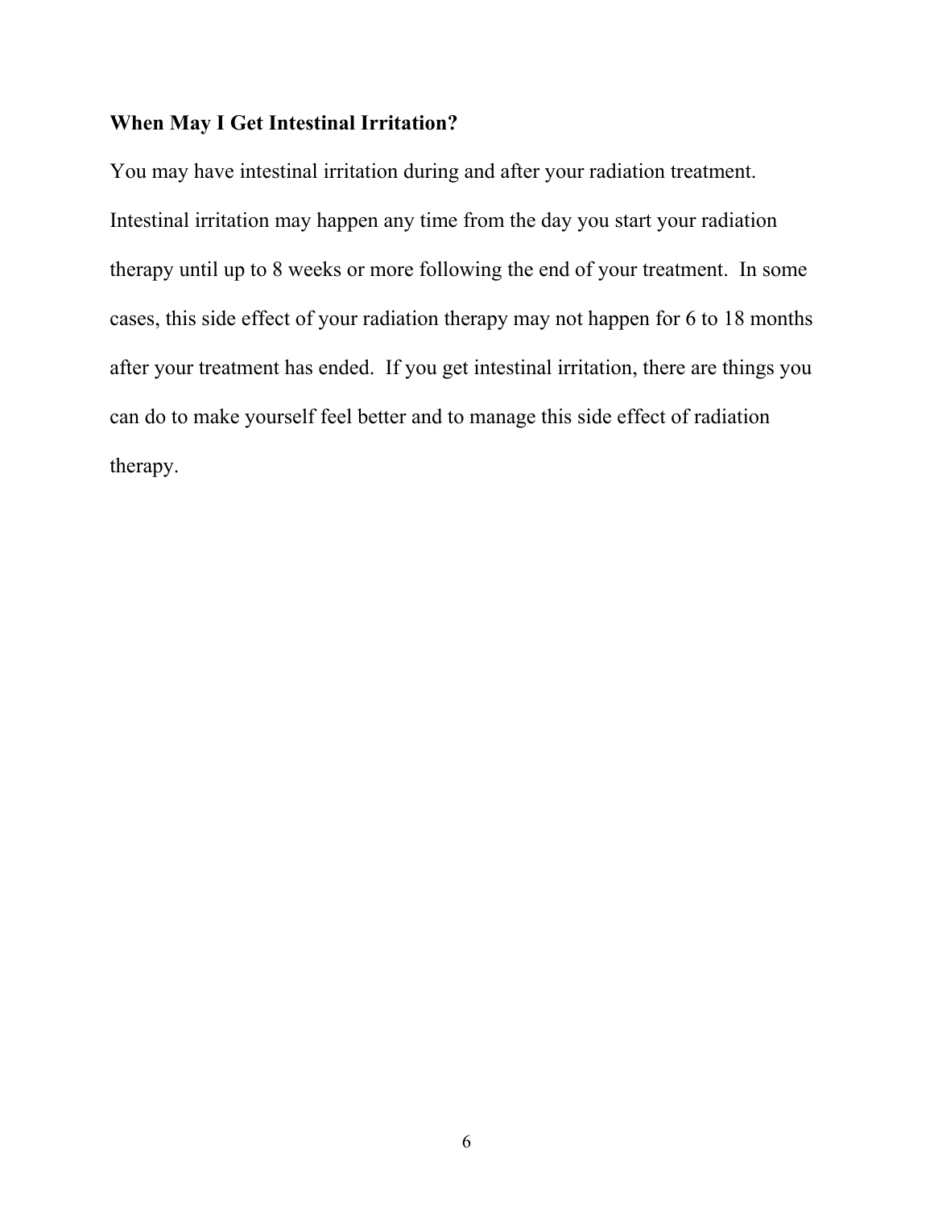## When May I Get Intestinal Irritation?

You may have intestinal irritation during and after your radiation treatment. Intestinal irritation may happen any time from the day you start your radiation therapy until up to 8 weeks or more following the end of your treatment. In some cases, this side effect of your radiation therapy may not happen for 6 to 18 months after your treatment has ended. If you get intestinal irritation, there are things you can do to make yourself feel better and to manage this side effect of radiation therapy.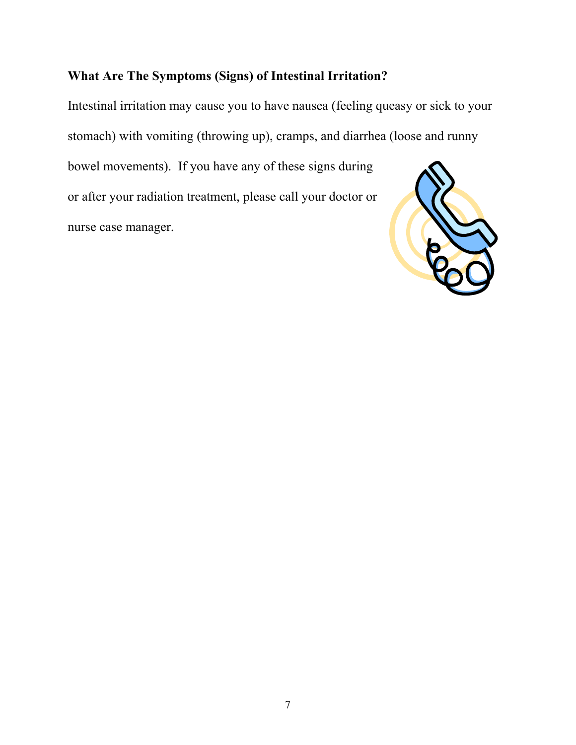## What Are The Symptoms (Signs) of Intestinal Irritation?

Intestinal irritation may cause you to have nausea (feeling queasy or sick to your stomach) with vomiting (throwing up), cramps, and diarrhea (loose and runny bowel movements). If you have any of these signs during or after your radiation treatment, please call your doctor or nurse case manager.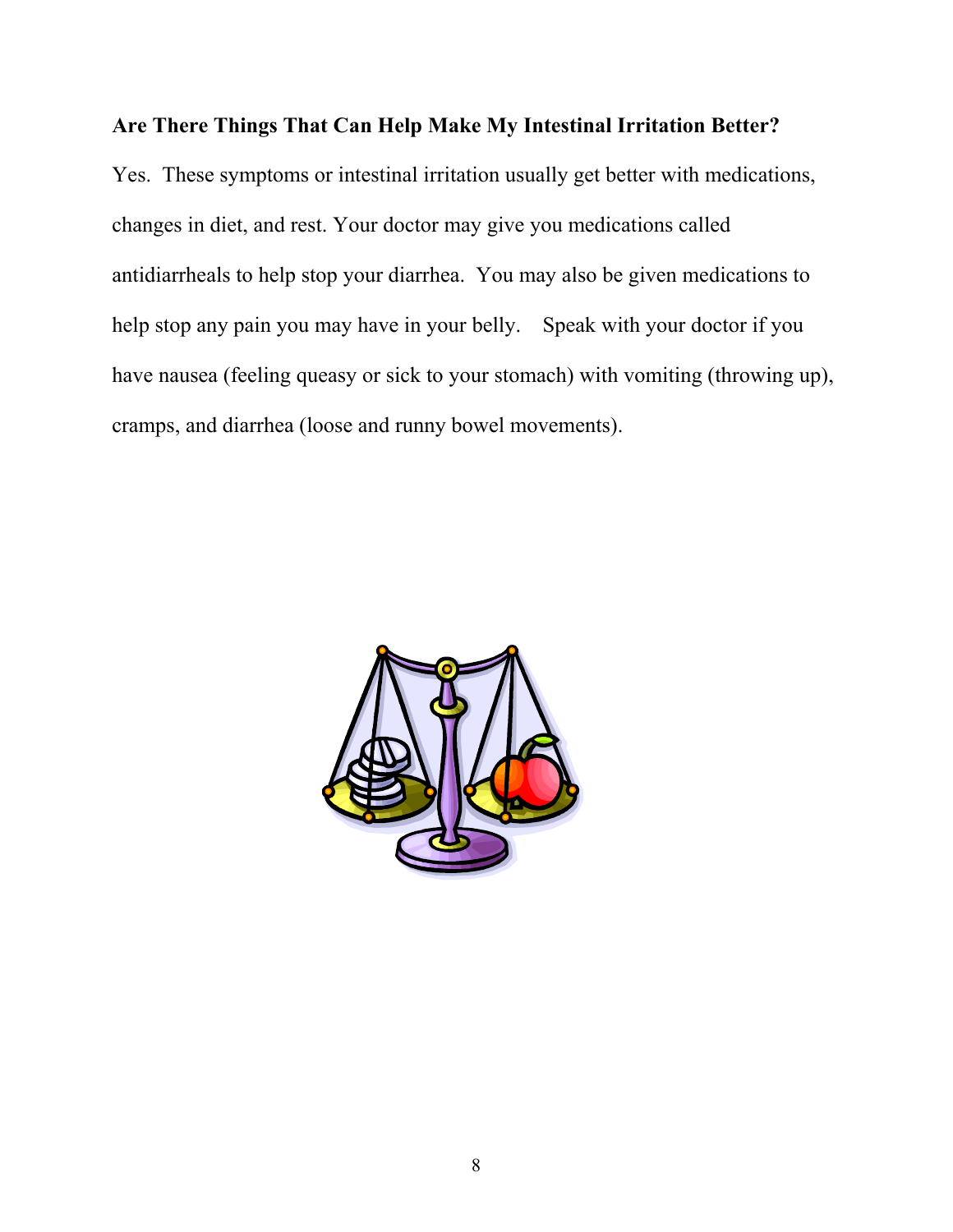**Are There Things That Can Help Make My Intestinal Irritation Better?**

Yes. These symptoms or intestinal irritation usually get better with medications, changes in diet, and rest. Your doctor may give you medications called antidiarrheals to help stop your diarrhea. You may also be given medications to help stop any pain you may have in your belly. Speak with your doctor if you have nausea (feeling queasy or sick to your stomach) with vomiting (throwing up), cramps, and diarrhea (loose and runny bowel movements).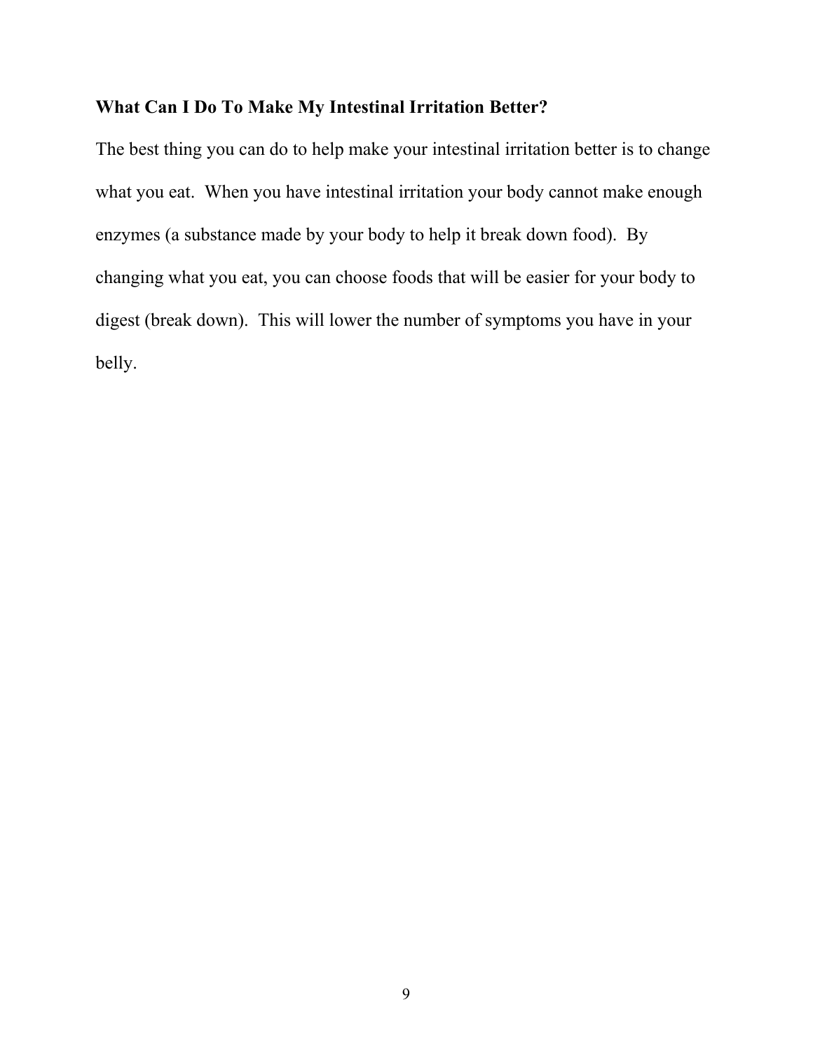**What Can I Do To Make My Intestinal Irritation Better?**

The best thing you can do to help make your intestinal irritation better is to change what you eat. When you have intestinal irritation your body cannot make enough enzymes (a substance made by your body to help it break down food). By changing what you eat, you can choose foods that will be easier for your body to digest (break down). This will lower the number of symptoms you have in your belly.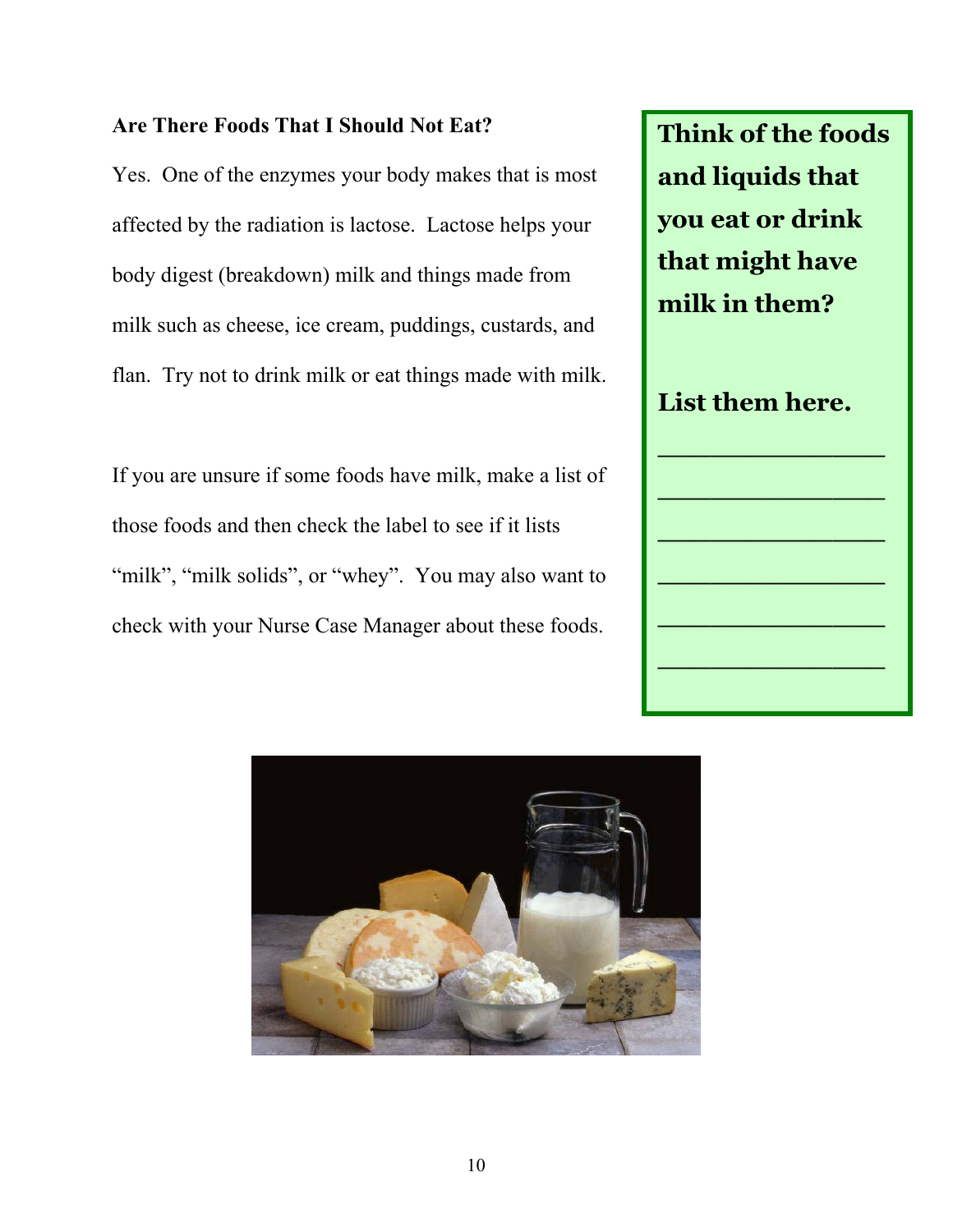**Are There Foods That I Should Not Eat?**

Yes. One of the enzymes your body makes that is most affected by the radiation is lactose. Lactose helps your body digest (breakdown) milk and things made from milk such as cheese, ice cream, puddings, custards, and flan. Try not to drink milk or eat things made with milk.

If you are unsure if some foods have milk, make a list of those foods and then check the label to see if it lists "milk", "milk solids", or "whey". You may also want to check with your Nurse Case Manager about these foods.

**Think of the foods and liquids that you eat or drink that might have milk in them?**

**List them here.**

\_\_\_\_\_\_\_\_\_\_\_\_\_\_\_\_\_\_

\_\_\_\_\_\_\_\_\_\_\_\_\_\_\_\_\_\_

\_\_\_\_\_\_\_\_\_\_\_\_\_\_\_\_\_\_

\_\_\_\_\_\_\_\_\_\_\_\_\_\_\_\_\_\_

\_\_\_\_\_\_\_\_\_\_\_\_\_\_\_\_\_\_

\_\_\_\_\_\_\_\_\_\_\_\_\_\_\_\_\_\_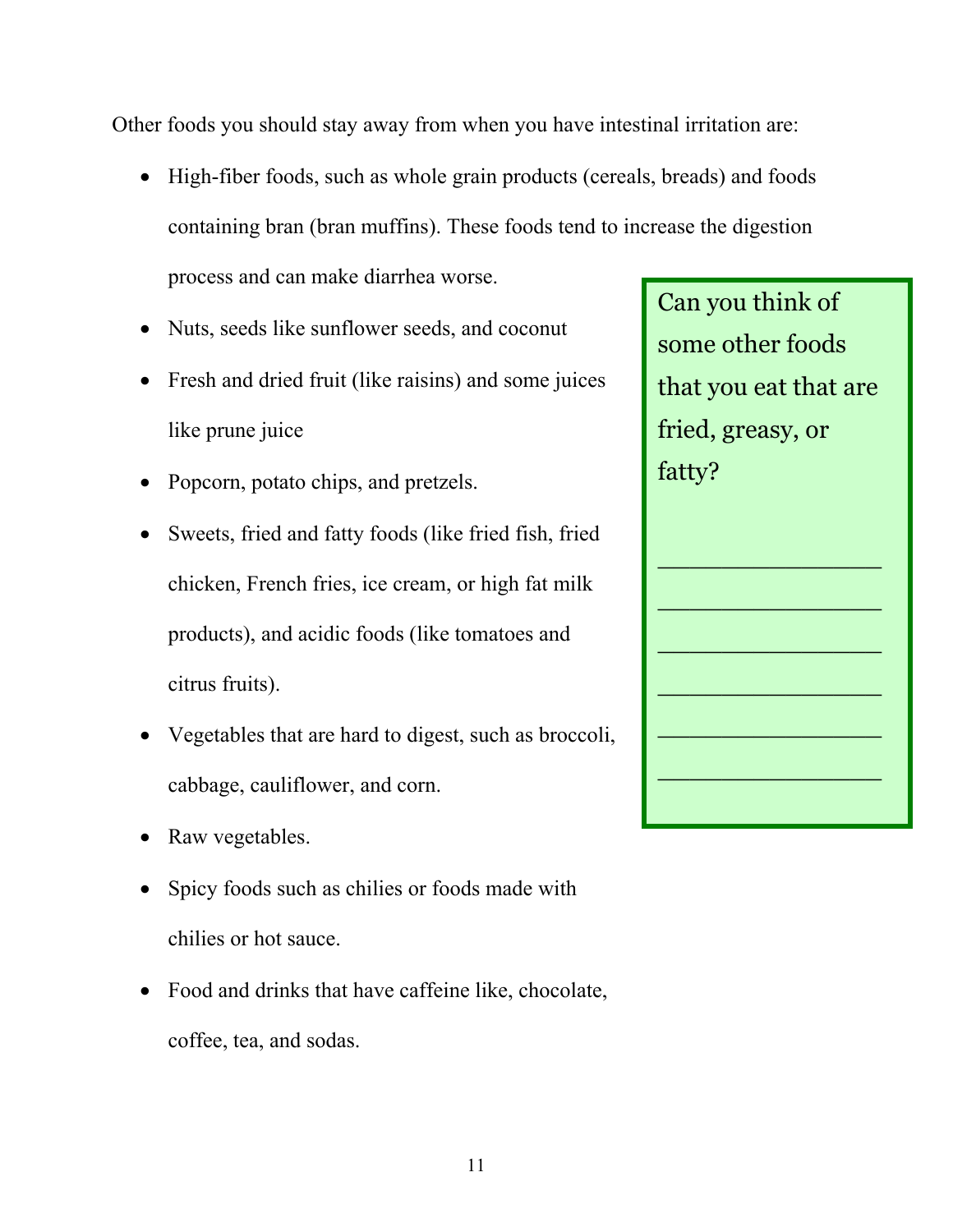Other foods you should stay away from when you have intestinal irritation are:

- High-fiber foods, such as whole grain products (cereals, breads) and foods containing bran (bran muffins). These foods tend to increase the digestion process and can make diarrhea worse.
- Nuts, seeds like sunflower seeds, and coconut
- Fresh and dried fruit (like raisins) and some juices like prune juice
- Popcorn, potato chips, and pretzels.
- Sweets, fried and fatty foods (like fried fish, fried chicken, French fries, ice cream, or high fat milk products), and acidic foods (like tomatoes and citrus fruits).
- Vegetables that are hard to digest, such as broccoli, cabbage, cauliflower, and corn.
- Raw vegetables.
- Spicy foods such as chilies or foods made with chilies or hot sauce.
- Food and drinks that have caffeine like, chocolate, coffee, tea, and sodas.

> Can you think of some other foods that you eat that are fried, greasy, or fatty?
>
> \_\_\_\_\_\_\_\_\_\_\_\_\_\_\_\_\_\_
>
> \_\_\_\_\_\_\_\_\_\_\_\_\_\_\_\_\_\_
>
> \_\_\_\_\_\_\_\_\_\_\_\_\_\_\_\_\_\_
>
> \_\_\_\_\_\_\_\_\_\_\_\_\_\_\_\_\_\_
>
> \_\_\_\_\_\_\_\_\_\_\_\_\_\_\_\_\_\_
>
> \_\_\_\_\_\_\_\_\_\_\_\_\_\_\_\_\_\_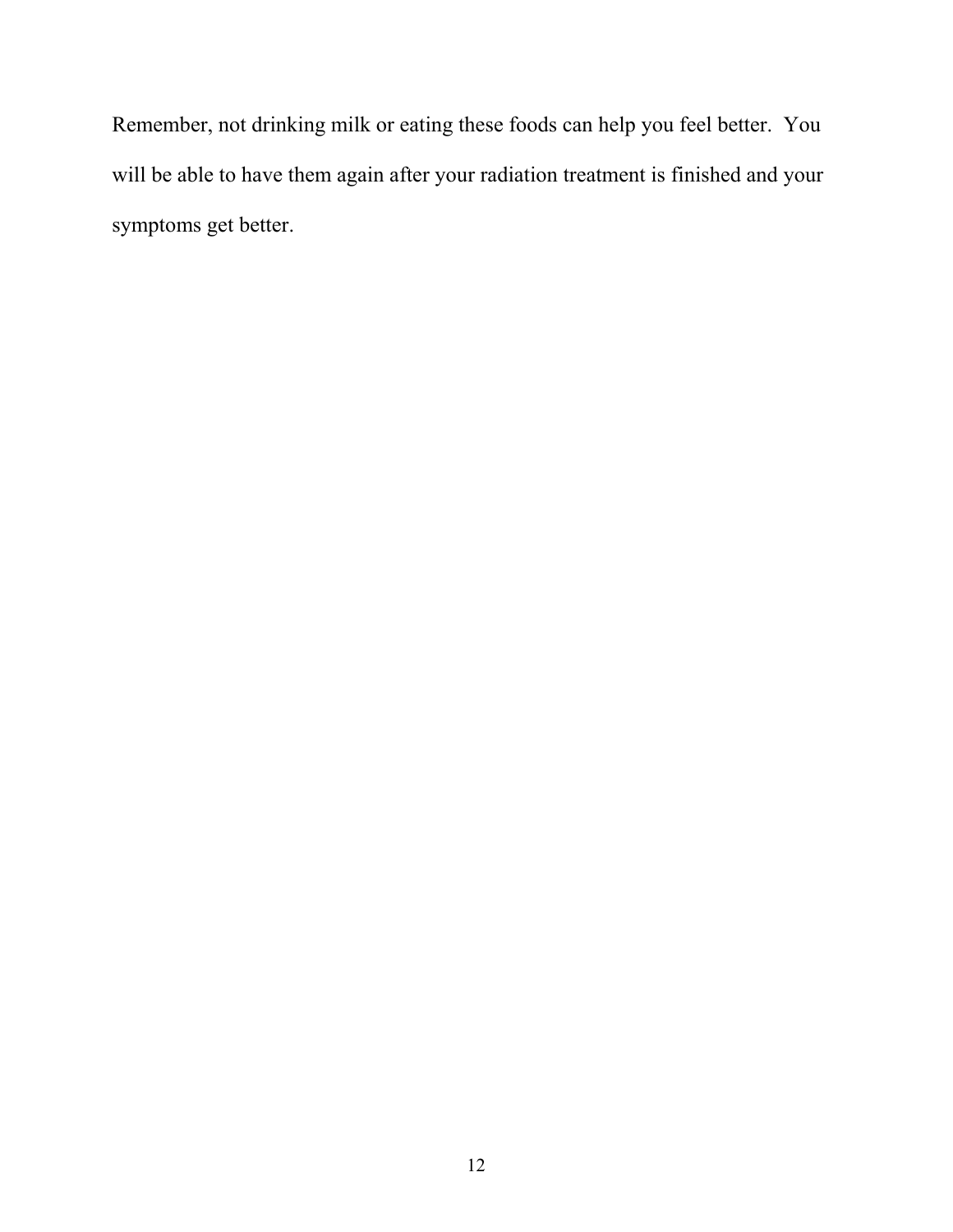Remember, not drinking milk or eating these foods can help you feel better. You will be able to have them again after your radiation treatment is finished and your symptoms get better.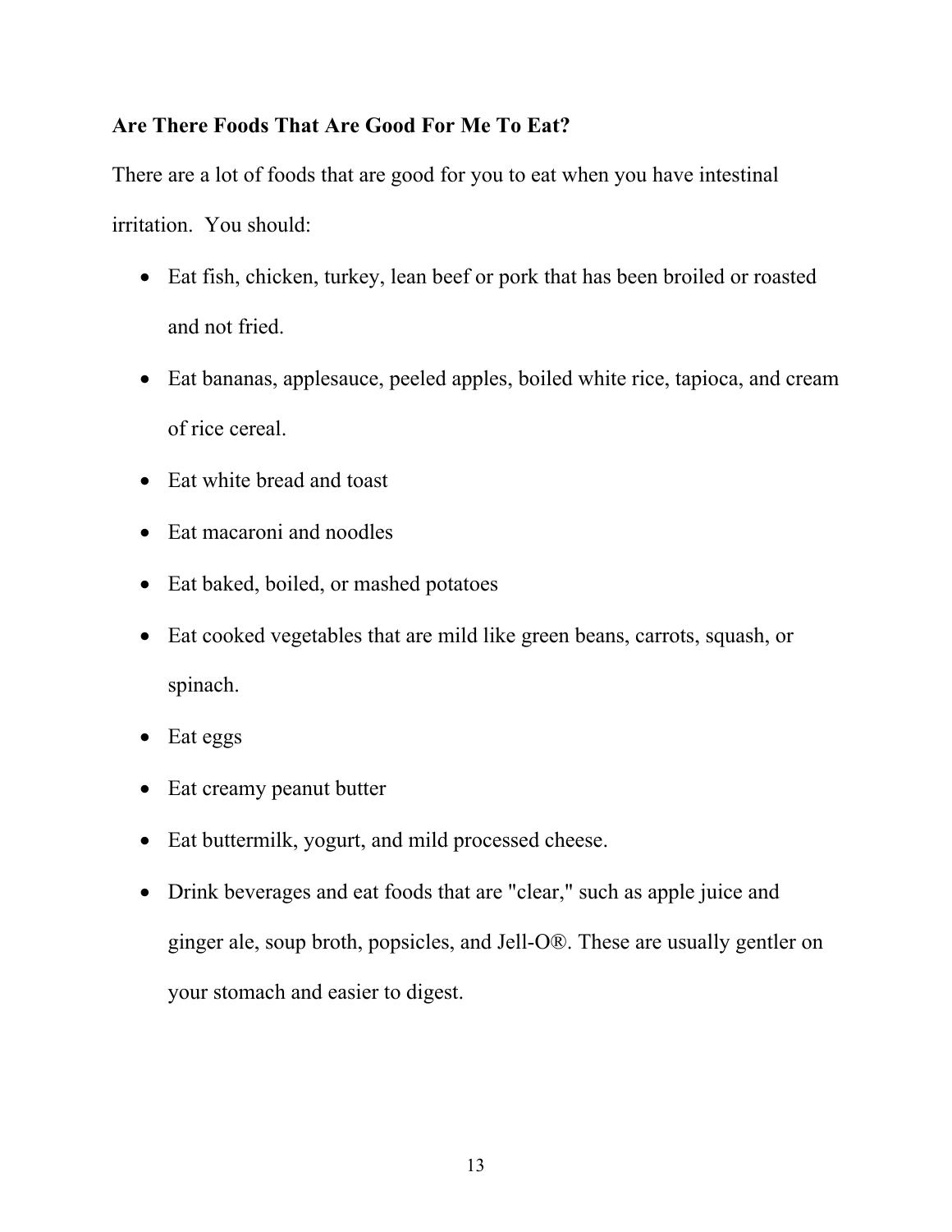**Are There Foods That Are Good For Me To Eat?**

There are a lot of foods that are good for you to eat when you have intestinal irritation. You should:

- Eat fish, chicken, turkey, lean beef or pork that has been broiled or roasted and not fried.
- Eat bananas, applesauce, peeled apples, boiled white rice, tapioca, and cream of rice cereal.
- Eat white bread and toast
- Eat macaroni and noodles
- Eat baked, boiled, or mashed potatoes
- Eat cooked vegetables that are mild like green beans, carrots, squash, or spinach.
- Eat eggs
- Eat creamy peanut butter
- Eat buttermilk, yogurt, and mild processed cheese.
- Drink beverages and eat foods that are "clear," such as apple juice and ginger ale, soup broth, popsicles, and Jell-O®. These are usually gentler on your stomach and easier to digest.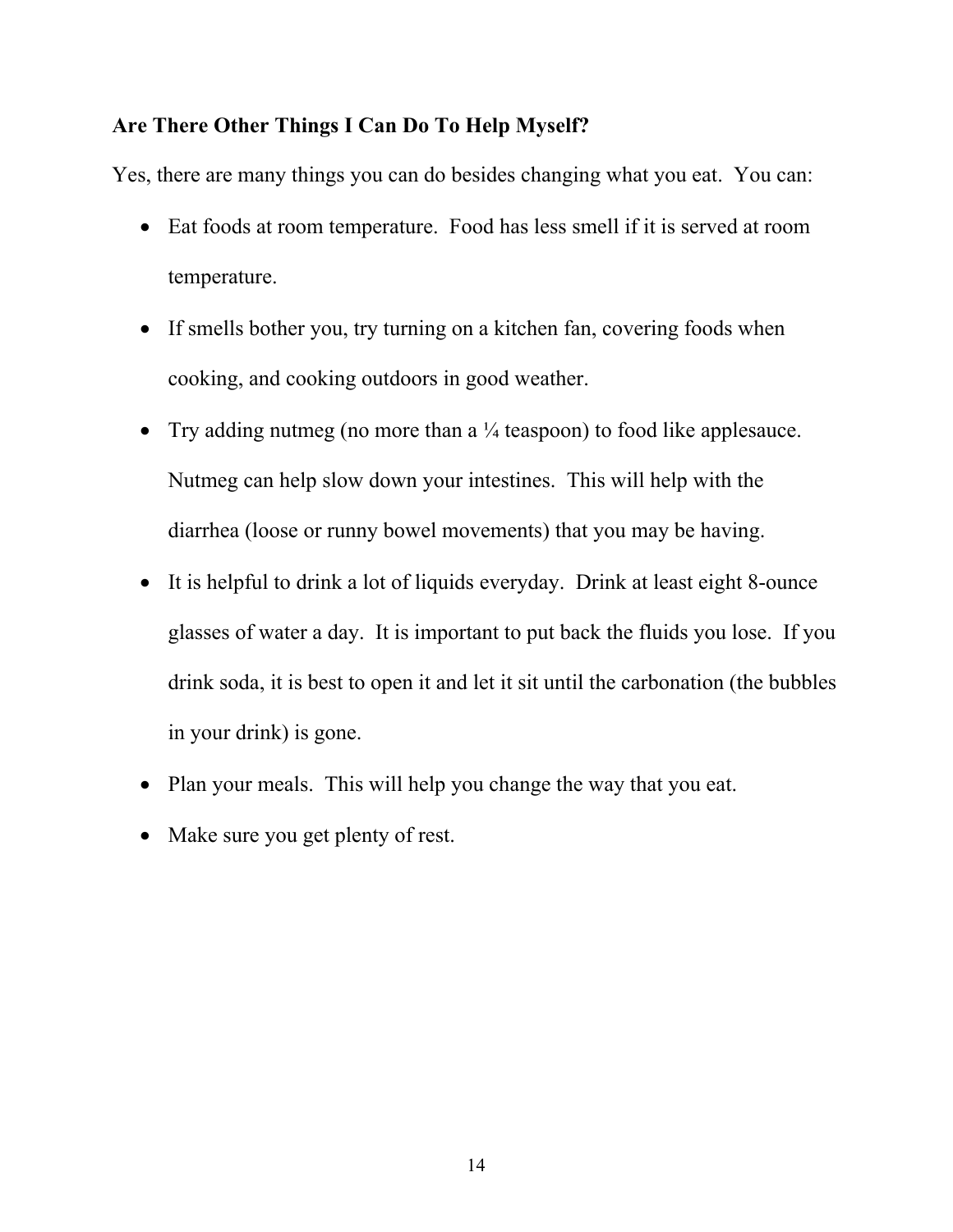## Are There Other Things I Can Do To Help Myself?

Yes, there are many things you can do besides changing what you eat. You can:

- Eat foods at room temperature. Food has less smell if it is served at room temperature.
- If smells bother you, try turning on a kitchen fan, covering foods when cooking, and cooking outdoors in good weather.
- Try adding nutmeg (no more than a ¼ teaspoon) to food like applesauce. Nutmeg can help slow down your intestines. This will help with the diarrhea (loose or runny bowel movements) that you may be having.
- It is helpful to drink a lot of liquids everyday. Drink at least eight 8-ounce glasses of water a day. It is important to put back the fluids you lose. If you drink soda, it is best to open it and let it sit until the carbonation (the bubbles in your drink) is gone.
- Plan your meals. This will help you change the way that you eat.
- Make sure you get plenty of rest.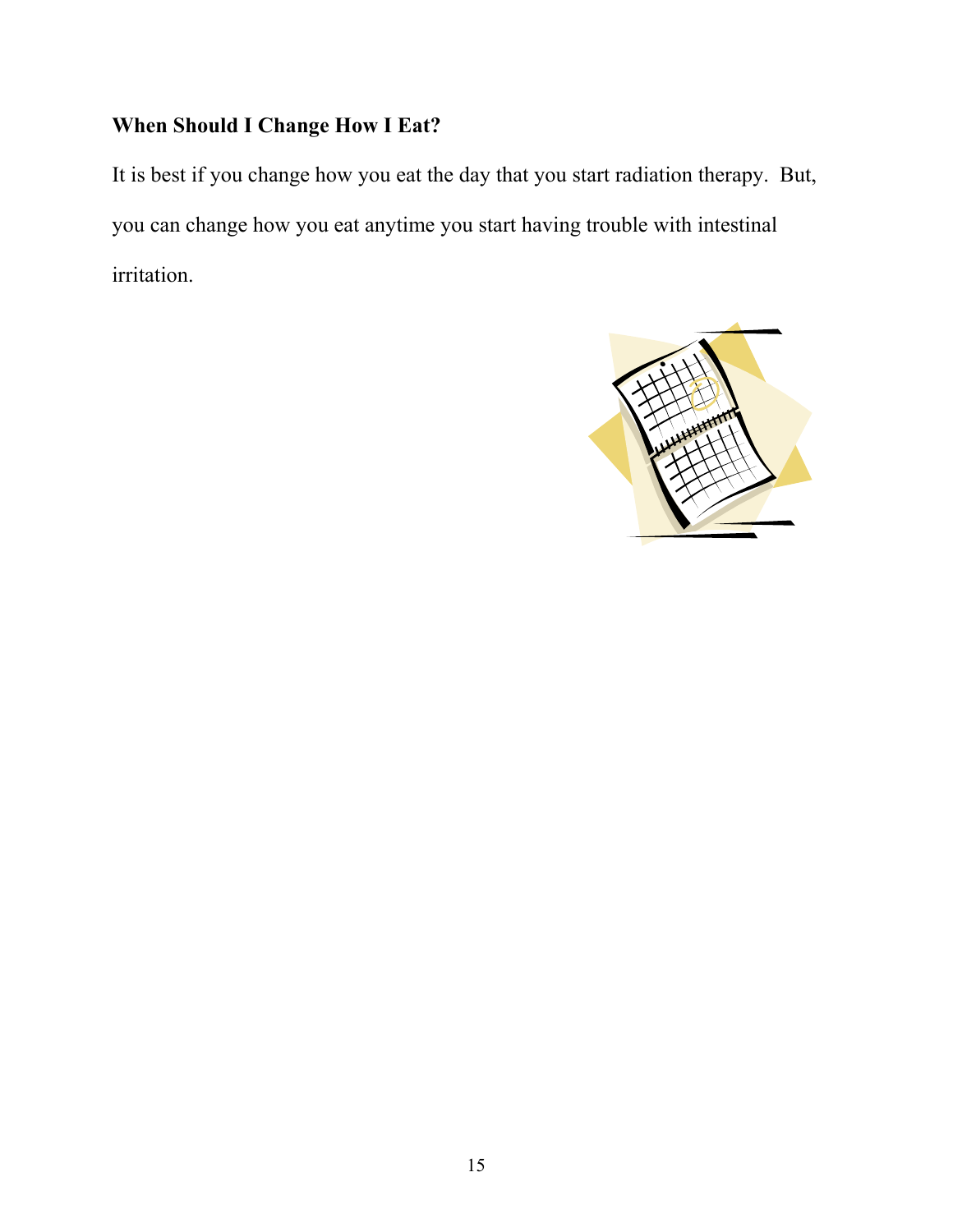## When Should I Change How I Eat?

It is best if you change how you eat the day that you start radiation therapy. But, you can change how you eat anytime you start having trouble with intestinal irritation.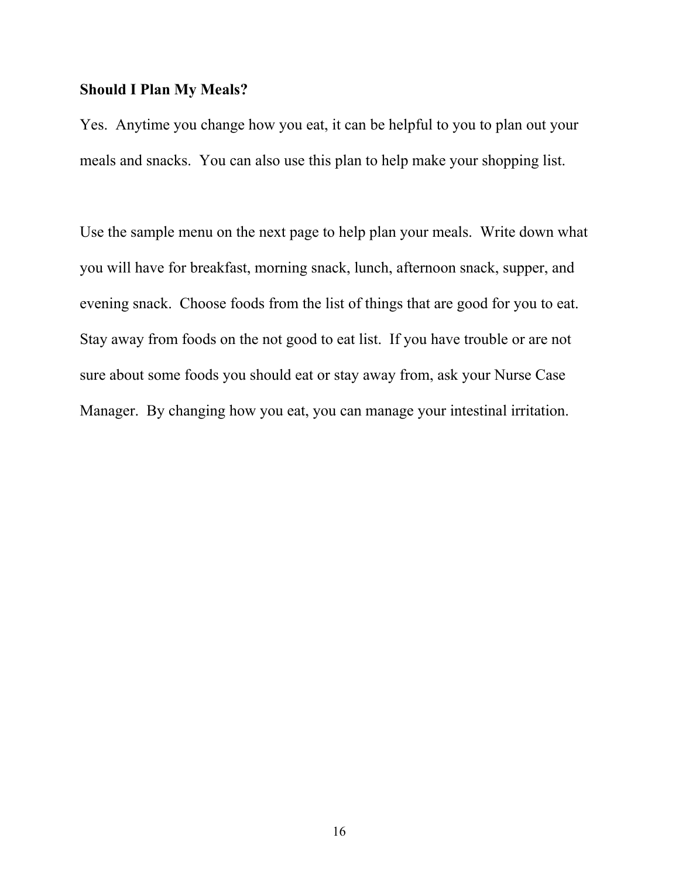**Should I Plan My Meals?**

Yes. Anytime you change how you eat, it can be helpful to you to plan out your meals and snacks. You can also use this plan to help make your shopping list.

Use the sample menu on the next page to help plan your meals. Write down what you will have for breakfast, morning snack, lunch, afternoon snack, supper, and evening snack. Choose foods from the list of things that are good for you to eat. Stay away from foods on the not good to eat list. If you have trouble or are not sure about some foods you should eat or stay away from, ask your Nurse Case Manager. By changing how you eat, you can manage your intestinal irritation.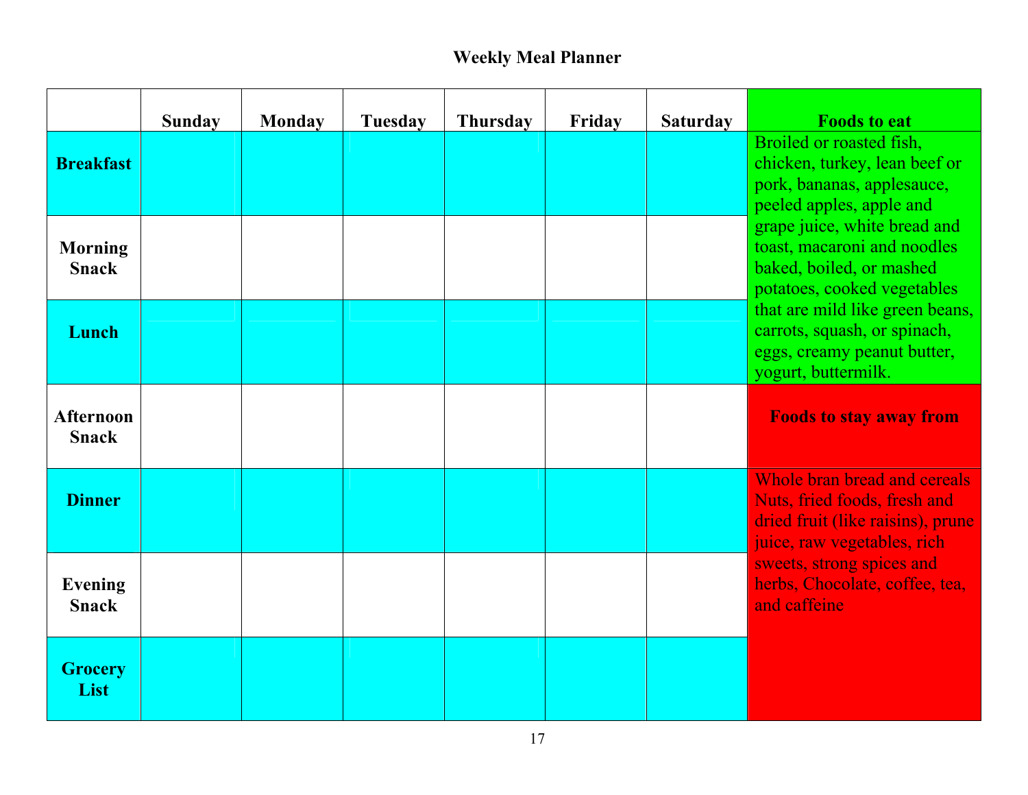# Weekly Meal Planner

| | Sunday | Monday | Tuesday | Thursday | Friday | Saturday | Foods to eat |
|---|---|---|---|---|---|---|---|
| **Breakfast** | | | | | | | Broiled or roasted fish, chicken, turkey, lean beef or pork, bananas, applesauce, peeled apples, apple and grape juice, white bread and toast, macaroni and noodles baked, boiled, or mashed potatoes, cooked vegetables that are mild like green beans, carrots, squash, or spinach, eggs, creamy peanut butter, yogurt, buttermilk. |
| **Morning Snack** | | | | | | | |
| **Lunch** | | | | | | | |
| **Afternoon Snack** | | | | | | | **Foods to stay away from** |
| **Dinner** | | | | | | | Whole bran bread and cereals Nuts, fried foods, fresh and dried fruit (like raisins), prune juice, raw vegetables, rich sweets, strong spices and herbs, Chocolate, coffee, tea, and caffeine |
| **Evening Snack** | | | | | | | |
| **Grocery List** | | | | | | | |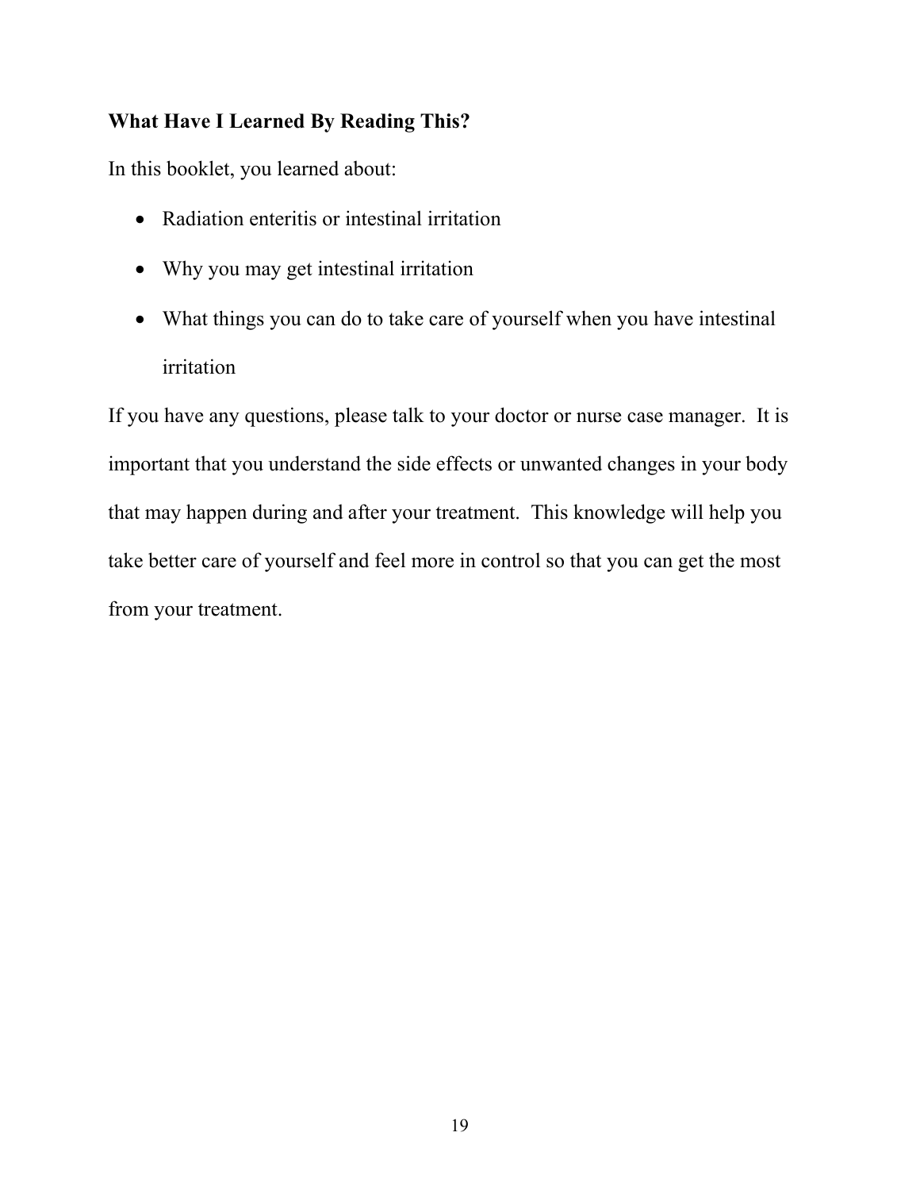## What Have I Learned By Reading This?

In this booklet, you learned about:

- Radiation enteritis or intestinal irritation
- Why you may get intestinal irritation
- What things you can do to take care of yourself when you have intestinal irritation

If you have any questions, please talk to your doctor or nurse case manager. It is important that you understand the side effects or unwanted changes in your body that may happen during and after your treatment. This knowledge will help you take better care of yourself and feel more in control so that you can get the most from your treatment.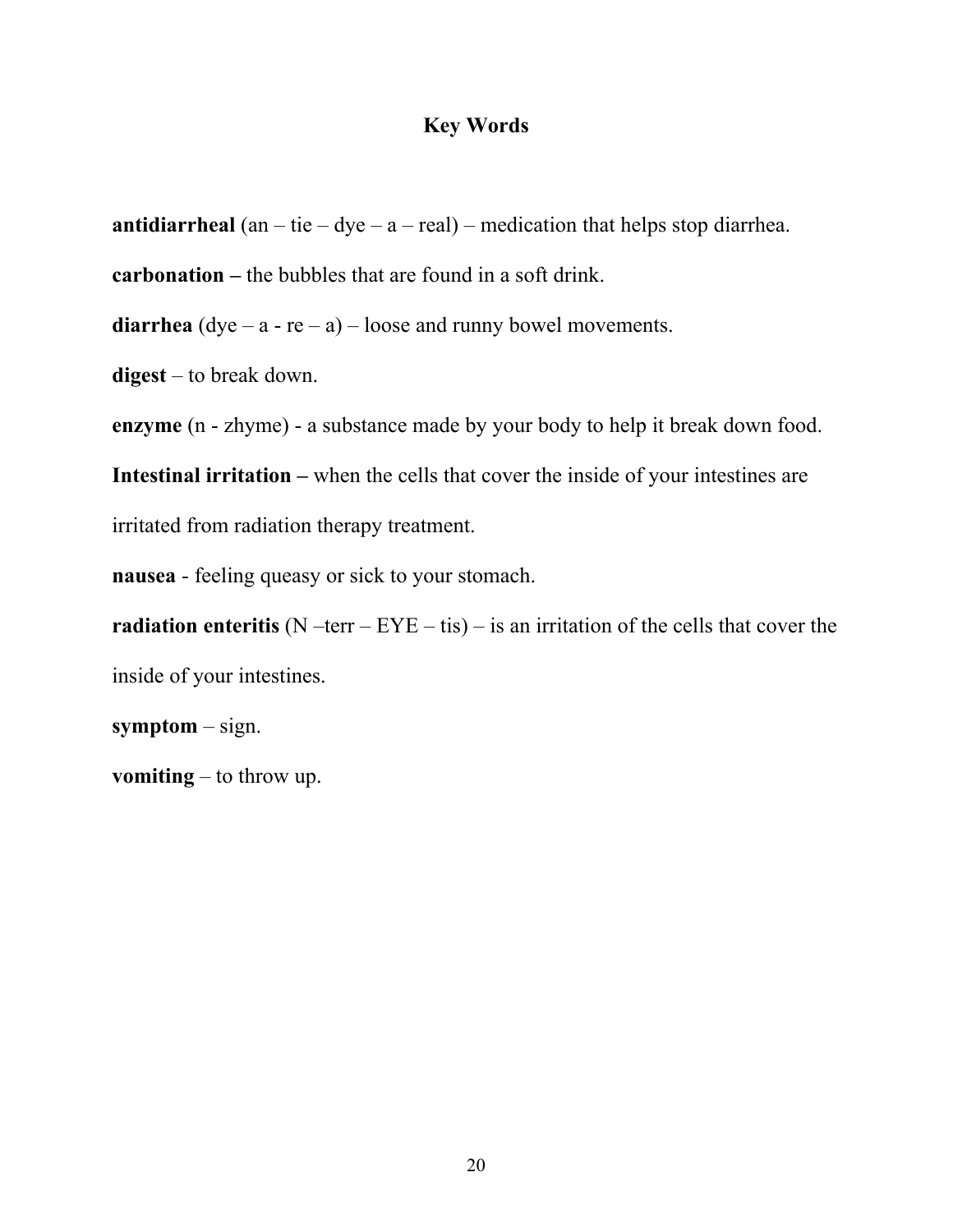## Key Words

**antidiarrheal** (an – tie – dye – a – real) – medication that helps stop diarrhea.

**carbonation –** the bubbles that are found in a soft drink.

**diarrhea** (dye – a - re – a) – loose and runny bowel movements.

**digest** – to break down.

**enzyme** (n - zhyme) - a substance made by your body to help it break down food.

**Intestinal irritation –** when the cells that cover the inside of your intestines are irritated from radiation therapy treatment.

**nausea** - feeling queasy or sick to your stomach.

**radiation enteritis** (N –terr – EYE – tis) – is an irritation of the cells that cover the inside of your intestines.

**symptom** – sign.

**vomiting** – to throw up.